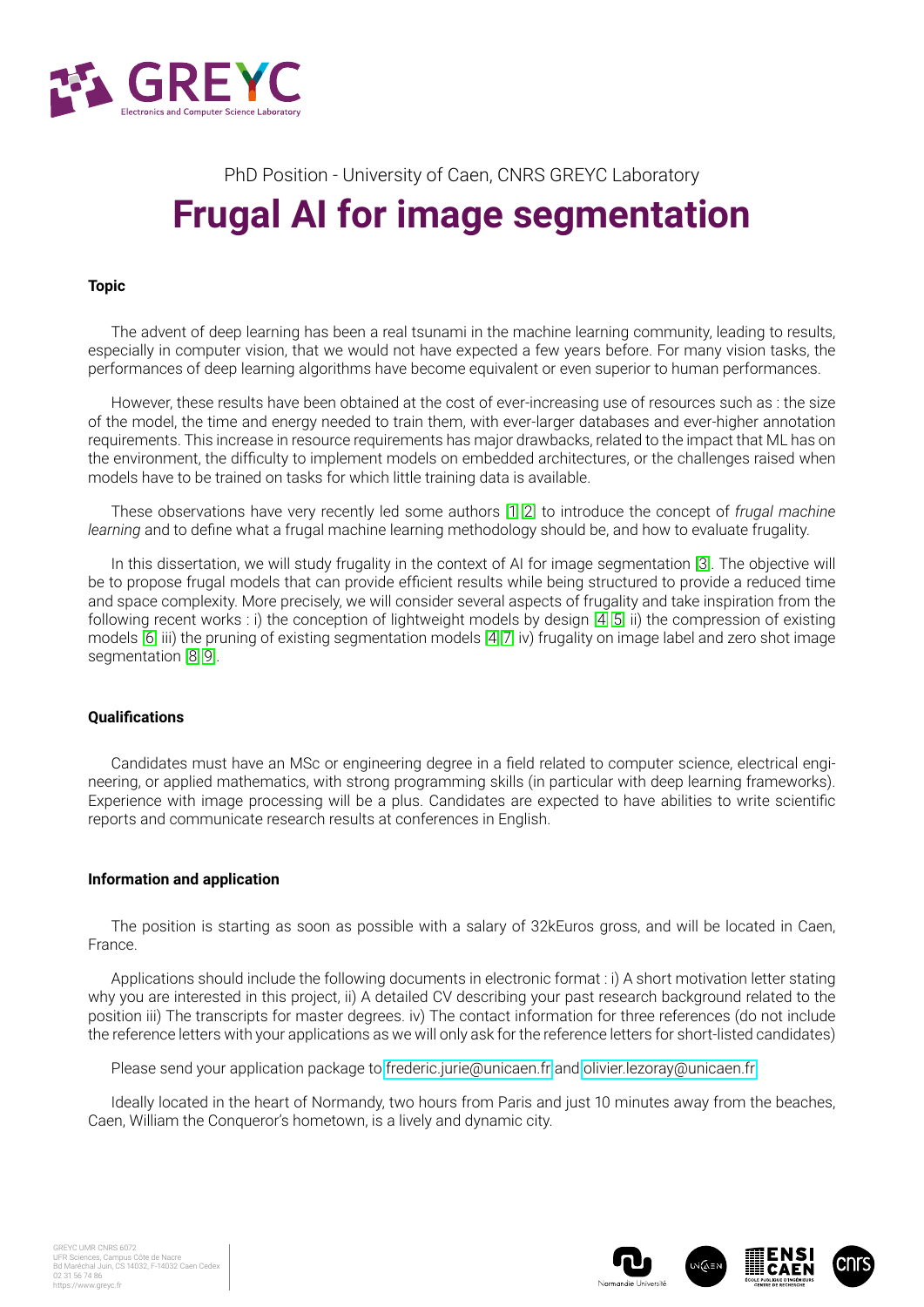PhD Position - University of Caen, CNRS GREYC Laboratory

# Frugal AI for image segmentation

### Topic

The advent of deep learning has been a real tsunami in the machine learning community, leading to results, especially in computer vision, that we would not have expected a few years before. For many vision tasks, the performances of deep learning algorithms have become equivalent or even superior to human performances.

However, these results have been obtained at the cost of ever-increasing use of resources such as : the size of the model, the time and energy needed to train them, with ever-larger databases and ever-higher annotation requirements. This increase in resource requirements has major drawbacks, related to the impact that ML has on the environment, the difficulty to implement models on embedded architectures, or the challenges raised when models have to be trained on tasks for which little training data is available.

These observations have very recently led some authors [1,2] to introduce the concept of *frugal machine learning* and to define what a frugal machine learning methodology should be, and how to evaluate frugality.

In this dissertation, we will study frugality in the context of AI for image segmentation [3]. The objective will be to propose frugal models that can provide efficient results while being structured to provide a reduced time and space complexity. More precisely, we will consider several aspects of frugality and take inspiration from the following recent works : i) the conception of lightweight models by design [4,5] ii) the compression of existing models [6] iii) the pruning of existing segmentation models [4,7] iv) frugality on image label and zero shot image segmentation [8,9].

### Qualifications

Candidates must have an MSc or engineering degree in a field related to computer science, electrical engineering, or applied mathematics, with strong programming skills (in particular with deep learning frameworks). Experience with image processing will be a plus. Candidates are expected to have abilities to write scientific reports and communicate research results at conferences in English.

### Information and application

The position is starting as soon as possible with a salary of 32kEuros gross, and will be located in Caen, France.

Applications should include the following documents in electronic format : i) A short motivation letter stating why you are interested in this project, ii) A detailed CV describing your past research background related to the position iii) The transcripts for master degrees. iv) The contact information for three references (do not include the reference letters with your applications as we will only ask for the reference letters for short-listed candidates)

Please send your application package to frederic.jurie@unicaen.fr and olivier.lezoray@unicaen.fr

Ideally located in the heart of Normandy, two hours from Paris and just 10 minutes away from the beaches, Caen, William the Conqueror's hometown, is a lively and dynamic city.

GREYC UMR CNRS 6072
UFR Sciences, Campus Côte de Nacre
Bd Maréchal Juin, CS 14032, F-14032 Caen Cedex
02 31 56 74 86
https://www.greyc.fr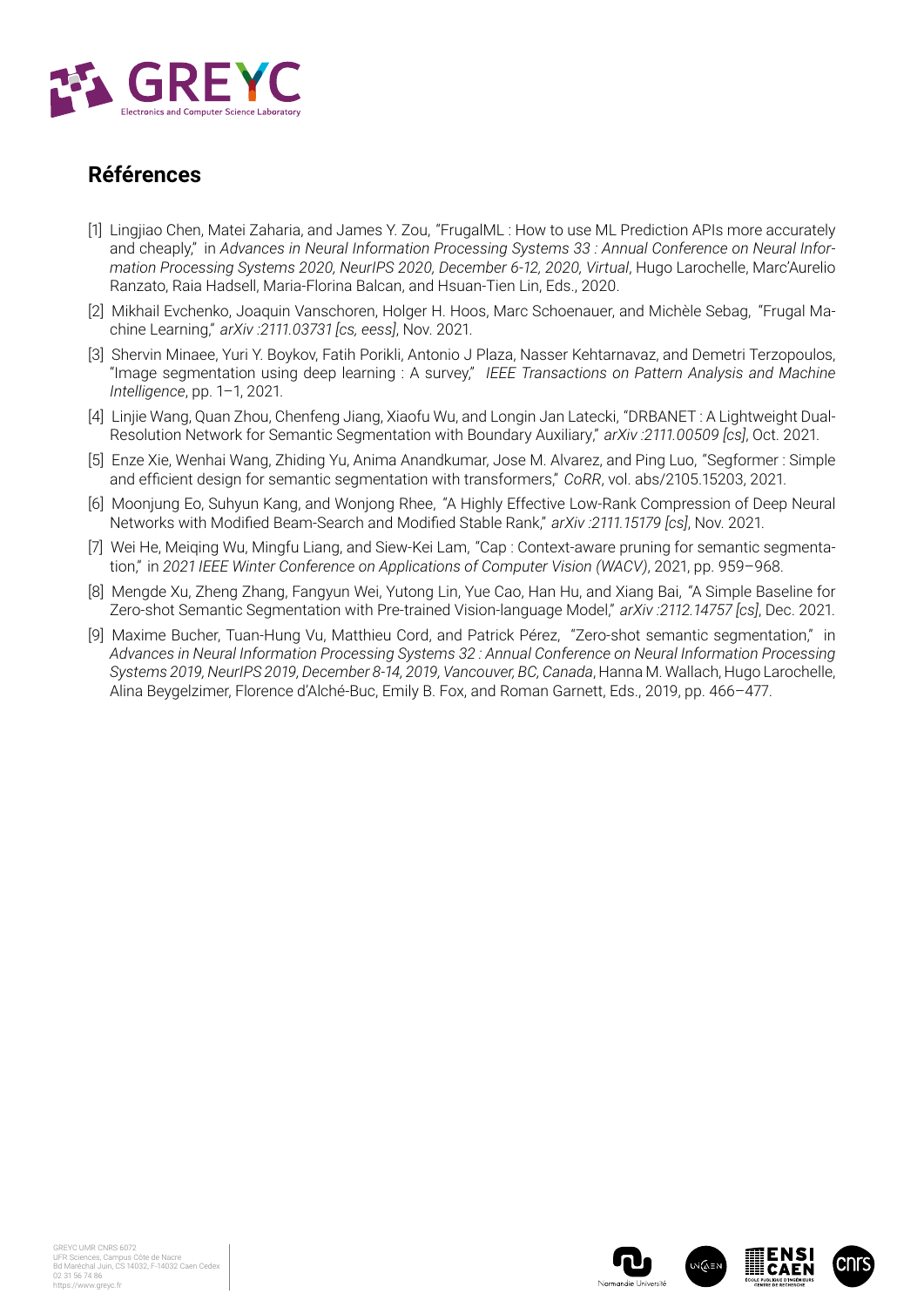## Références

[1] Lingjiao Chen, Matei Zaharia, and James Y. Zou, "FrugalML : How to use ML Prediction APIs more accurately and cheaply," in *Advances in Neural Information Processing Systems 33 : Annual Conference on Neural Information Processing Systems 2020, NeurIPS 2020, December 6-12, 2020, Virtual*, Hugo Larochelle, Marc'Aurelio Ranzato, Raia Hadsell, Maria-Florina Balcan, and Hsuan-Tien Lin, Eds., 2020.

[2] Mikhail Evchenko, Joaquin Vanschoren, Holger H. Hoos, Marc Schoenauer, and Michèle Sebag, "Frugal Machine Learning," *arXiv :2111.03731 [cs, eess]*, Nov. 2021.

[3] Shervin Minaee, Yuri Y. Boykov, Fatih Porikli, Antonio J Plaza, Nasser Kehtarnavaz, and Demetri Terzopoulos, "Image segmentation using deep learning : A survey," *IEEE Transactions on Pattern Analysis and Machine Intelligence*, pp. 1–1, 2021.

[4] Linjie Wang, Quan Zhou, Chenfeng Jiang, Xiaofu Wu, and Longin Jan Latecki, "DRBANET : A Lightweight Dual-Resolution Network for Semantic Segmentation with Boundary Auxiliary," *arXiv :2111.00509 [cs]*, Oct. 2021.

[5] Enze Xie, Wenhai Wang, Zhiding Yu, Anima Anandkumar, Jose M. Alvarez, and Ping Luo, "Segformer : Simple and efficient design for semantic segmentation with transformers," *CoRR*, vol. abs/2105.15203, 2021.

[6] Moonjung Eo, Suhyun Kang, and Wonjong Rhee, "A Highly Effective Low-Rank Compression of Deep Neural Networks with Modified Beam-Search and Modified Stable Rank," *arXiv :2111.15179 [cs]*, Nov. 2021.

[7] Wei He, Meiqing Wu, Mingfu Liang, and Siew-Kei Lam, "Cap : Context-aware pruning for semantic segmentation," in *2021 IEEE Winter Conference on Applications of Computer Vision (WACV)*, 2021, pp. 959–968.

[8] Mengde Xu, Zheng Zhang, Fangyun Wei, Yutong Lin, Yue Cao, Han Hu, and Xiang Bai, "A Simple Baseline for Zero-shot Semantic Segmentation with Pre-trained Vision-language Model," *arXiv :2112.14757 [cs]*, Dec. 2021.

[9] Maxime Bucher, Tuan-Hung Vu, Matthieu Cord, and Patrick Pérez, "Zero-shot semantic segmentation," in *Advances in Neural Information Processing Systems 32 : Annual Conference on Neural Information Processing Systems 2019, NeurIPS 2019, December 8-14, 2019, Vancouver, BC, Canada*, Hanna M. Wallach, Hugo Larochelle, Alina Beygelzimer, Florence d'Alché-Buc, Emily B. Fox, and Roman Garnett, Eds., 2019, pp. 466–477.